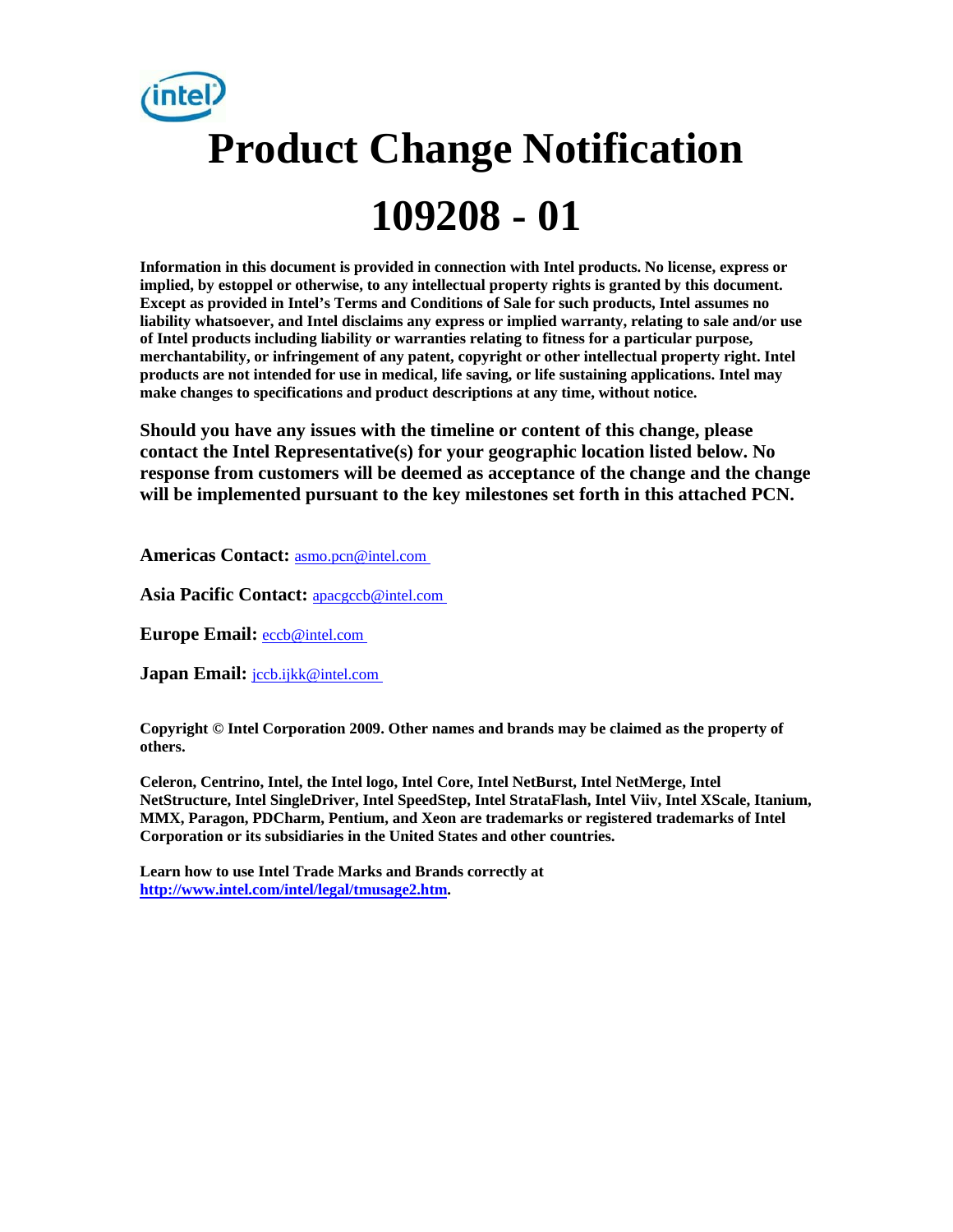# Product Change Notification

# 109208 - 01

**Information in this document is provided in connection with Intel products. No license, express or implied, by estoppel or otherwise, to any intellectual property rights is granted by this document. Except as provided in Intel's Terms and Conditions of Sale for such products, Intel assumes no liability whatsoever, and Intel disclaims any express or implied warranty, relating to sale and/or use of Intel products including liability or warranties relating to fitness for a particular purpose, merchantability, or infringement of any patent, copyright or other intellectual property right. Intel products are not intended for use in medical, life saving, or life sustaining applications. Intel may make changes to specifications and product descriptions at any time, without notice.**

**Should you have any issues with the timeline or content of this change, please contact the Intel Representative(s) for your geographic location listed below. No response from customers will be deemed as acceptance of the change and the change will be implemented pursuant to the key milestones set forth in this attached PCN.**

**Americas Contact:** asmo.pcn@intel.com

**Asia Pacific Contact:** apacgccb@intel.com

**Europe Email:** eccb@intel.com

**Japan Email:** jccb.ijkk@intel.com

**Copyright © Intel Corporation 2009. Other names and brands may be claimed as the property of others.**

**Celeron, Centrino, Intel, the Intel logo, Intel Core, Intel NetBurst, Intel NetMerge, Intel NetStructure, Intel SingleDriver, Intel SpeedStep, Intel StrataFlash, Intel Viiv, Intel XScale, Itanium, MMX, Paragon, PDCharm, Pentium, and Xeon are trademarks or registered trademarks of Intel Corporation or its subsidiaries in the United States and other countries.**

**Learn how to use Intel Trade Marks and Brands correctly at http://www.intel.com/intel/legal/tmusage2.htm.**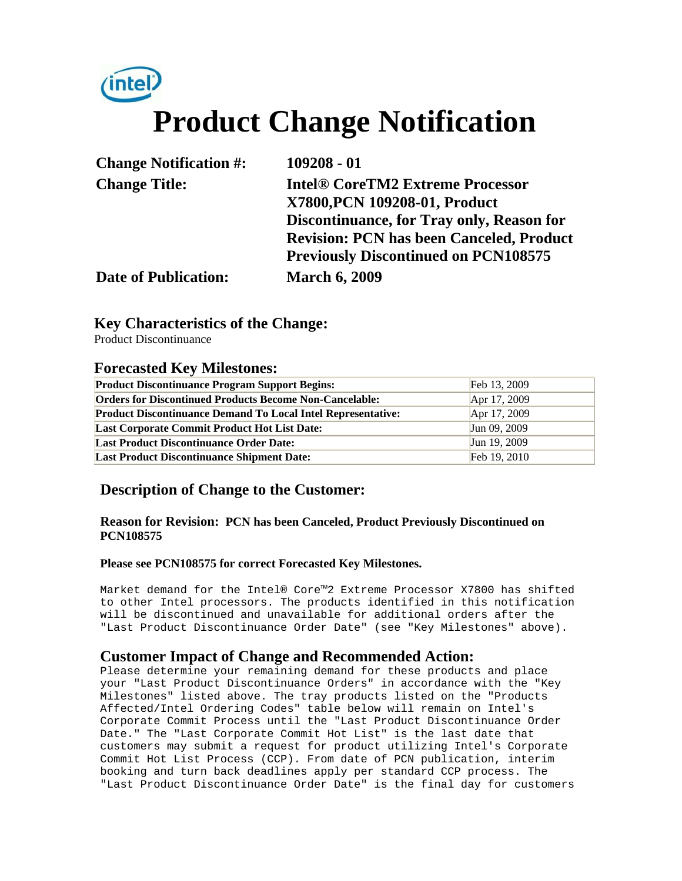intel

# Product Change Notification

| | |
|---|---|
| **Change Notification #:** | **109208 - 01** |
| **Change Title:** | **Intel® CoreTM2 Extreme Processor X7800,PCN 109208-01, Product Discontinuance, for Tray only, Reason for Revision: PCN has been Canceled, Product Previously Discontinued on PCN108575** |
| **Date of Publication:** | **March 6, 2009** |

### Key Characteristics of the Change:

Product Discontinuance

### Forecasted Key Milestones:

| | |
|---|---|
| **Product Discontinuance Program Support Begins:** | Feb 13, 2009 |
| **Orders for Discontinued Products Become Non-Cancelable:** | Apr 17, 2009 |
| **Product Discontinuance Demand To Local Intel Representative:** | Apr 17, 2009 |
| **Last Corporate Commit Product Hot List Date:** | Jun 09, 2009 |
| **Last Product Discontinuance Order Date:** | Jun 19, 2009 |
| **Last Product Discontinuance Shipment Date:** | Feb 19, 2010 |

### Description of Change to the Customer:

**Reason for Revision: PCN has been Canceled, Product Previously Discontinued on PCN108575**

**Please see PCN108575 for correct Forecasted Key Milestones.**

Market demand for the Intel® Core™2 Extreme Processor X7800 has shifted to other Intel processors. The products identified in this notification will be discontinued and unavailable for additional orders after the "Last Product Discontinuance Order Date" (see "Key Milestones" above).

### Customer Impact of Change and Recommended Action:

Please determine your remaining demand for these products and place your "Last Product Discontinuance Orders" in accordance with the "Key Milestones" listed above. The tray products listed on the "Products Affected/Intel Ordering Codes" table below will remain on Intel's Corporate Commit Process until the "Last Product Discontinuance Order Date." The "Last Corporate Commit Hot List" is the last date that customers may submit a request for product utilizing Intel's Corporate Commit Hot List Process (CCP). From date of PCN publication, interim booking and turn back deadlines apply per standard CCP process. The "Last Product Discontinuance Order Date" is the final day for customers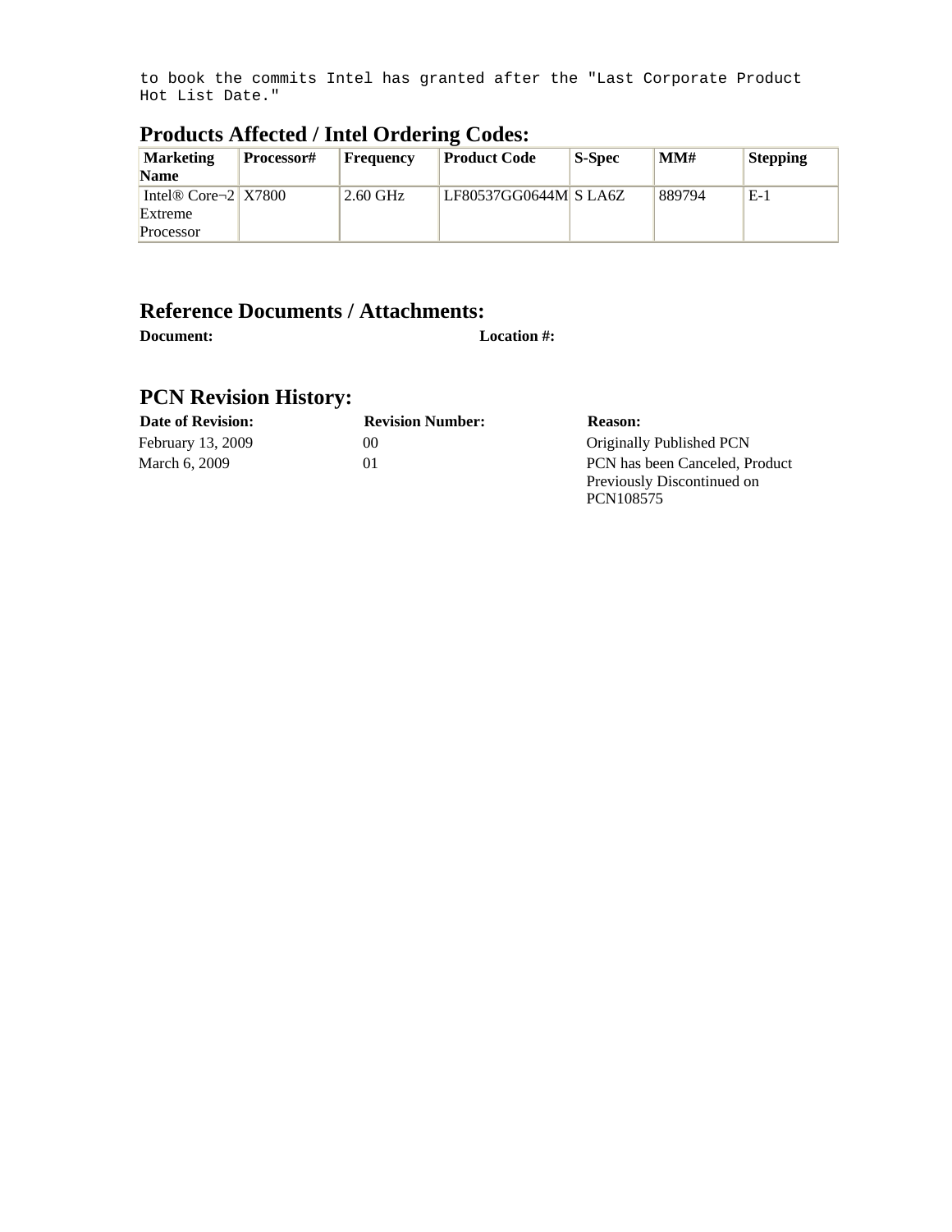to book the commits Intel has granted after the "Last Corporate Product Hot List Date."

## Products Affected / Intel Ordering Codes:

| Marketing Name | Processor# | Frequency | Product Code | S-Spec | MM# | Stepping |
| --- | --- | --- | --- | --- | --- | --- |
| Intel® Core¬2 Extreme Processor | X7800 | 2.60 GHz | LF80537GG0644M | S LA6Z | 889794 | E-1 |

## Reference Documents / Attachments:

**Document:** **Location #:**

## PCN Revision History:

| Date of Revision: | Revision Number: | Reason: |
| --- | --- | --- |
| February 13, 2009 | 00 | Originally Published PCN |
| March 6, 2009 | 01 | PCN has been Canceled, Product Previously Discontinued on PCN108575 |